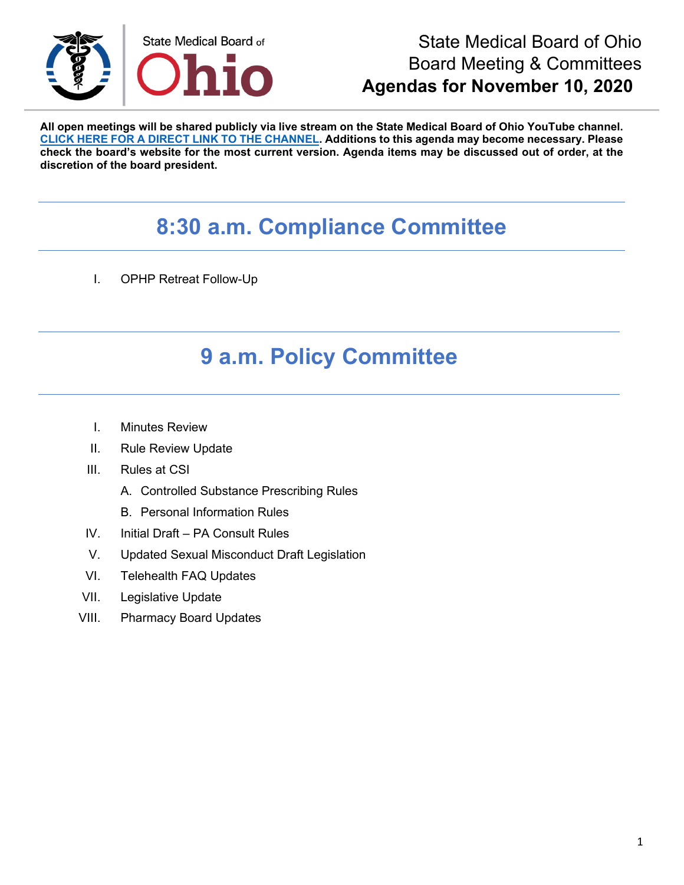State Medical Board of Ohio

# State Medical Board of Ohio Board Meeting & Committees
## Agendas for November 10, 2020

**All open meetings will be shared publicly via live stream on the State Medical Board of Ohio YouTube channel. CLICK HERE FOR A DIRECT LINK TO THE CHANNEL. Additions to this agenda may become necessary. Please check the board's website for the most current version. Agenda items may be discussed out of order, at the discretion of the board president.**

## 8:30 a.m. Compliance Committee

I. OPHP Retreat Follow-Up

## 9 a.m. Policy Committee

I. Minutes Review

II. Rule Review Update

III. Rules at CSI

   A. Controlled Substance Prescribing Rules

   B. Personal Information Rules

IV. Initial Draft – PA Consult Rules

V. Updated Sexual Misconduct Draft Legislation

VI. Telehealth FAQ Updates

VII. Legislative Update

VIII. Pharmacy Board Updates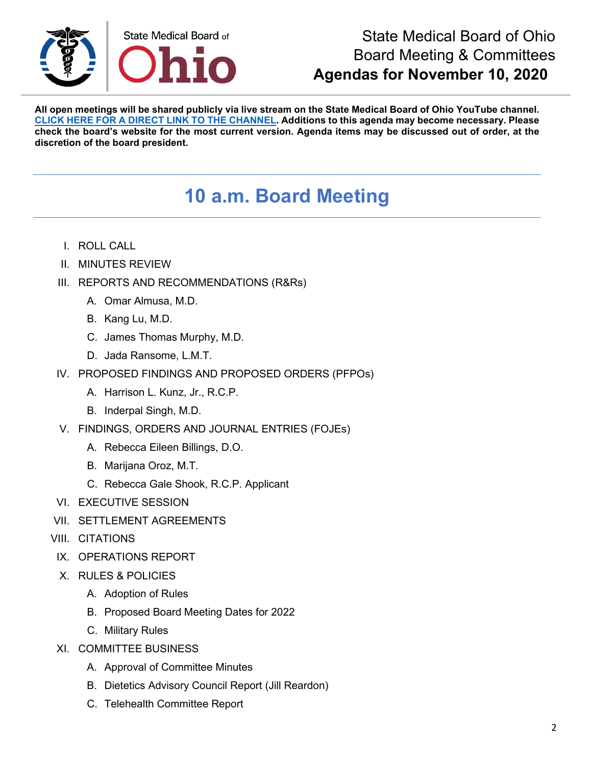State Medical Board of Ohio
Board Meeting & Committees
**Agendas for November 10, 2020**

**All open meetings will be shared publicly via live stream on the State Medical Board of Ohio YouTube channel. [CLICK HERE FOR A DIRECT LINK TO THE CHANNEL](). Additions to this agenda may become necessary. Please check the board's website for the most current version. Agenda items may be discussed out of order, at the discretion of the board president.**

## 10 a.m. Board Meeting

I. ROLL CALL

II. MINUTES REVIEW

III. REPORTS AND RECOMMENDATIONS (R&Rs)

   A. Omar Almusa, M.D.

   B. Kang Lu, M.D.

   C. James Thomas Murphy, M.D.

   D. Jada Ransome, L.M.T.

IV. PROPOSED FINDINGS AND PROPOSED ORDERS (PFPOs)

   A. Harrison L. Kunz, Jr., R.C.P.

   B. Inderpal Singh, M.D.

V. FINDINGS, ORDERS AND JOURNAL ENTRIES (FOJEs)

   A. Rebecca Eileen Billings, D.O.

   B. Marijana Oroz, M.T.

   C. Rebecca Gale Shook, R.C.P. Applicant

VI. EXECUTIVE SESSION

VII. SETTLEMENT AGREEMENTS

VIII. CITATIONS

IX. OPERATIONS REPORT

X. RULES & POLICIES

   A. Adoption of Rules

   B. Proposed Board Meeting Dates for 2022

   C. Military Rules

XI. COMMITTEE BUSINESS

   A. Approval of Committee Minutes

   B. Dietetics Advisory Council Report (Jill Reardon)

   C. Telehealth Committee Report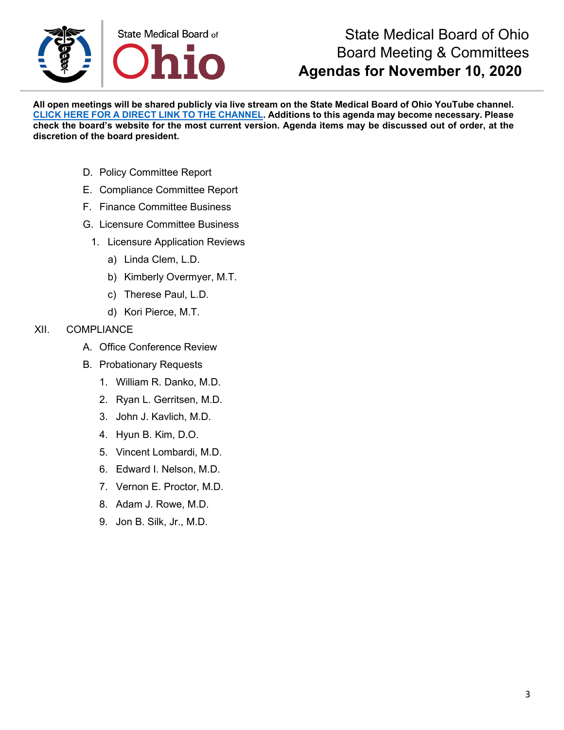**All open meetings will be shared publicly via live stream on the State Medical Board of Ohio YouTube channel. [CLICK HERE FOR A DIRECT LINK TO THE CHANNEL](). Additions to this agenda may become necessary. Please check the board's website for the most current version. Agenda items may be discussed out of order, at the discretion of the board president.**

- D. Policy Committee Report
- E. Compliance Committee Report
- F. Finance Committee Business
- G. Licensure Committee Business
  1. Licensure Application Reviews
     - a) Linda Clem, L.D.
     - b) Kimberly Overmyer, M.T.
     - c) Therese Paul, L.D.
     - d) Kori Pierce, M.T.

XII. COMPLIANCE

- A. Office Conference Review
- B. Probationary Requests
  1. William R. Danko, M.D.
  2. Ryan L. Gerritsen, M.D.
  3. John J. Kavlich, M.D.
  4. Hyun B. Kim, D.O.
  5. Vincent Lombardi, M.D.
  6. Edward I. Nelson, M.D.
  7. Vernon E. Proctor, M.D.
  8. Adam J. Rowe, M.D.
  9. Jon B. Silk, Jr., M.D.